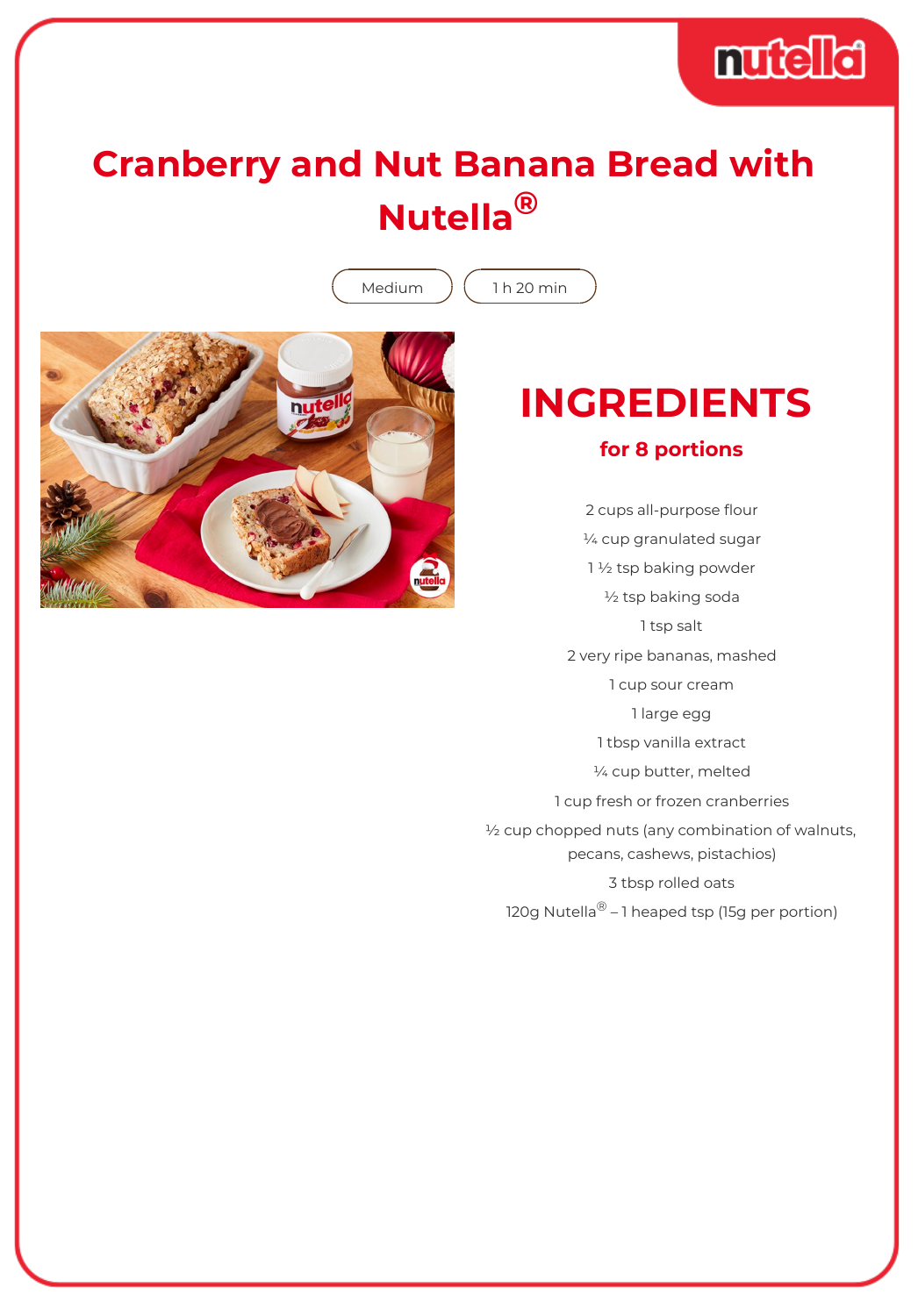# Cranberry and Nut Banana Bread with Nutella®

Medium | 1 h 20 min

## INGREDIENTS

### for 8 portions

2 cups all-purpose flour

¼ cup granulated sugar

1 ½ tsp baking powder

½ tsp baking soda

1 tsp salt

2 very ripe bananas, mashed

1 cup sour cream

1 large egg

1 tbsp vanilla extract

¼ cup butter, melted

1 cup fresh or frozen cranberries

½ cup chopped nuts (any combination of walnuts, pecans, cashews, pistachios)

3 tbsp rolled oats

120g Nutella® – 1 heaped tsp (15g per portion)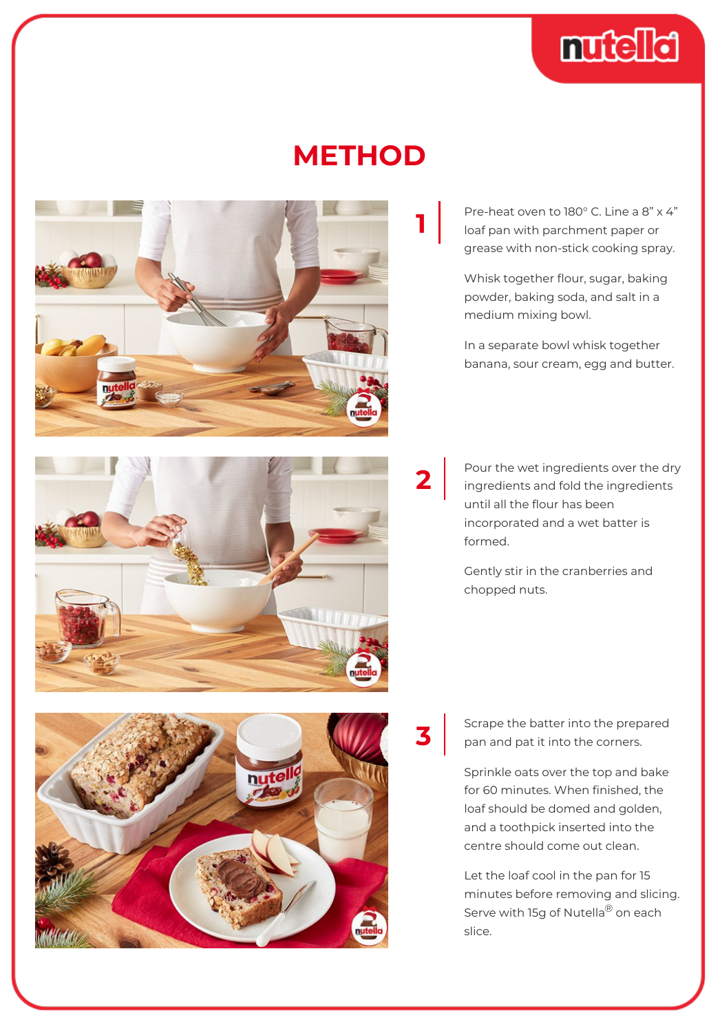# METHOD

**1**

Pre-heat oven to 180° C. Line a 8" x 4" loaf pan with parchment paper or grease with non-stick cooking spray.

Whisk together flour, sugar, baking powder, baking soda, and salt in a medium mixing bowl.

In a separate bowl whisk together banana, sour cream, egg and butter.

**2**

Pour the wet ingredients over the dry ingredients and fold the ingredients until all the flour has been incorporated and a wet batter is formed.

Gently stir in the cranberries and chopped nuts.

**3**

Scrape the batter into the prepared pan and pat it into the corners.

Sprinkle oats over the top and bake for 60 minutes. When finished, the loaf should be domed and golden, and a toothpick inserted into the centre should come out clean.

Let the loaf cool in the pan for 15 minutes before removing and slicing. Serve with 15g of Nutella® on each slice.